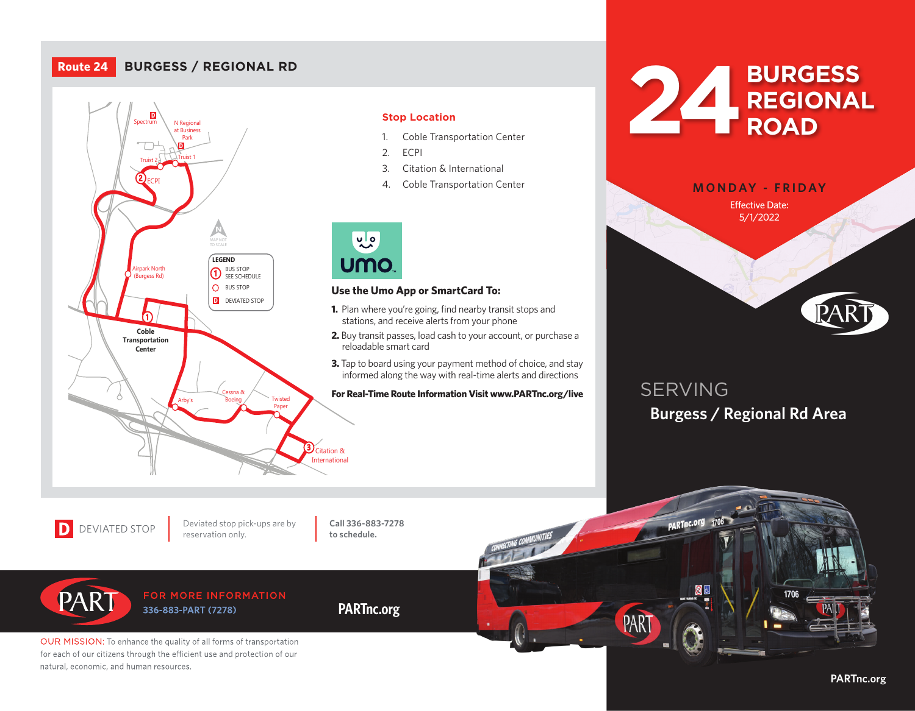# Route 24 BURGESS / REGIONAL RD

Spectrum
N Regional at Business Park
Truist 2
Truist 1
ECPI
Airpark North (Burgess Rd)
Coble Transportation Center
Arby's
Cessna & Boeing
Twisted Paper
Citation & International

MAP NOT TO SCALE

**LEGEND**
- BUS STOP SEE SCHEDULE
- BUS STOP
- DEVIATED STOP

## Stop Location

1. Coble Transportation Center
2. ECPI
3. Citation & International
4. Coble Transportation Center

umo

### Use the Umo App or SmartCard To:

**1.** Plan where you're going, find nearby transit stops and stations, and receive alerts from your phone

**2.** Buy transit passes, load cash to your account, or purchase a reloadable smart card

**3.** Tap to board using your payment method of choice, and stay informed along the way with real-time alerts and directions

**For Real-Time Route Information Visit www.PARTnc.org/live**

D DEVIATED STOP

Deviated stop pick-ups are by reservation only.

**Call 336-883-7278 to schedule.**

PART

FOR MORE INFORMATION
336-883-PART (7278)

**PARTnc.org**

OUR MISSION: To enhance the quality of all forms of transportation for each of our citizens through the efficient use and protection of our natural, economic, and human resources.

# 24 BURGESS REGIONAL ROAD

MONDAY - FRIDAY

Effective Date:
5/1/2022

PART

SERVING

**Burgess / Regional Rd Area**

**PARTnc.org**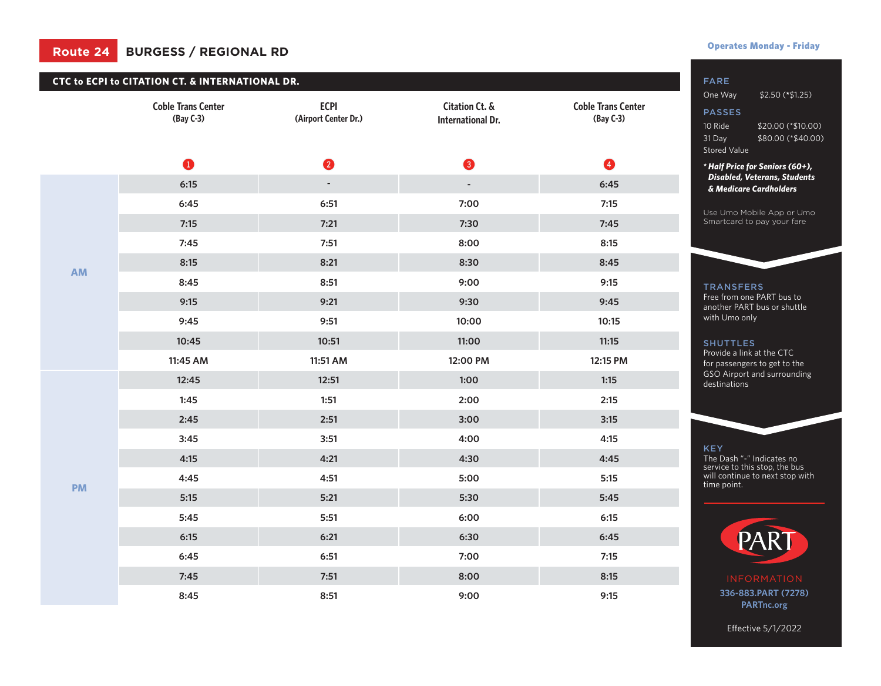## Route 24 BURGESS / REGIONAL RD

Operates Monday - Friday

### CTC to ECPI to CITATION CT. & INTERNATIONAL DR.

| | Coble Trans Center (Bay C-3) 1 | ECPI (Airport Center Dr.) 2 | Citation Ct. & International Dr. 3 | Coble Trans Center (Bay C-3) 4 |
|---|---|---|---|---|
| AM | 6:15 | - | - | 6:45 |
| | 6:45 | 6:51 | 7:00 | 7:15 |
| | 7:15 | 7:21 | 7:30 | 7:45 |
| | 7:45 | 7:51 | 8:00 | 8:15 |
| | 8:15 | 8:21 | 8:30 | 8:45 |
| | 8:45 | 8:51 | 9:00 | 9:15 |
| | 9:15 | 9:21 | 9:30 | 9:45 |
| | 9:45 | 9:51 | 10:00 | 10:15 |
| | 10:45 | 10:51 | 11:00 | 11:15 |
| | 11:45 AM | 11:51 AM | 12:00 PM | 12:15 PM |
| PM | 12:45 | 12:51 | 1:00 | 1:15 |
| | 1:45 | 1:51 | 2:00 | 2:15 |
| | 2:45 | 2:51 | 3:00 | 3:15 |
| | 3:45 | 3:51 | 4:00 | 4:15 |
| | 4:15 | 4:21 | 4:30 | 4:45 |
| | 4:45 | 4:51 | 5:00 | 5:15 |
| | 5:15 | 5:21 | 5:30 | 5:45 |
| | 5:45 | 5:51 | 6:00 | 6:15 |
| | 6:15 | 6:21 | 6:30 | 6:45 |
| | 6:45 | 6:51 | 7:00 | 7:15 |
| | 7:45 | 7:51 | 8:00 | 8:15 |
| | 8:45 | 8:51 | 9:00 | 9:15 |

**FARE**

One Way $2.50 (*$1.25)

**PASSES**

10 Ride $20.00 (*$10.00)
31 Day $80.00 (*$40.00)
Stored Value

***Half Price for Seniors (60+), Disabled, Veterans, Students & Medicare Cardholders***

Use Umo Mobile App or Umo Smartcard to pay your fare

**TRANSFERS**

Free from one PART bus to another PART bus or shuttle with Umo only

**SHUTTLES**

Provide a link at the CTC for passengers to get to the GSO Airport and surrounding destinations

**KEY**

The Dash "-" Indicates no service to this stop, the bus will continue to next stop with time point.

PART

INFORMATION
336-883.PART (7278)
PARTnc.org

Effective 5/1/2022